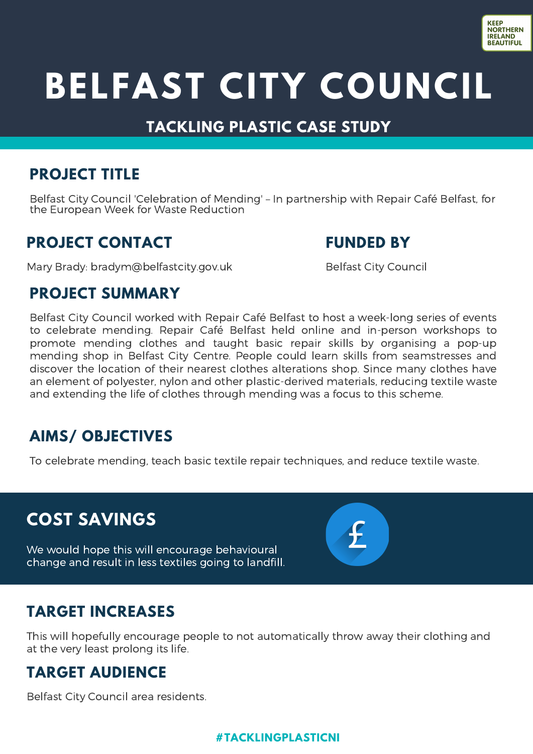KEEP NORTHERN IRELAND BEAUTIFUL

# BELFAST CITY COUNCIL

## TACKLING PLASTIC CASE STUDY

## PROJECT TITLE

Belfast City Council 'Celebration of Mending' – In partnership with Repair Café Belfast, for the European Week for Waste Reduction

## PROJECT CONTACT

Mary Brady: bradym@belfastcity.gov.uk

## FUNDED BY

Belfast City Council

## PROJECT SUMMARY

Belfast City Council worked with Repair Café Belfast to host a week-long series of events to celebrate mending. Repair Café Belfast held online and in-person workshops to promote mending clothes and taught basic repair skills by organising a pop-up mending shop in Belfast City Centre. People could learn skills from seamstresses and discover the location of their nearest clothes alterations shop. Since many clothes have an element of polyester, nylon and other plastic-derived materials, reducing textile waste and extending the life of clothes through mending was a focus to this scheme.

## AIMS/ OBJECTIVES

To celebrate mending, teach basic textile repair techniques, and reduce textile waste.

## COST SAVINGS

We would hope this will encourage behavioural change and result in less textiles going to landfill.

## TARGET INCREASES

This will hopefully encourage people to not automatically throw away their clothing and at the very least prolong its life.

## TARGET AUDIENCE

Belfast City Council area residents.

#TACKLINGPLASTICNI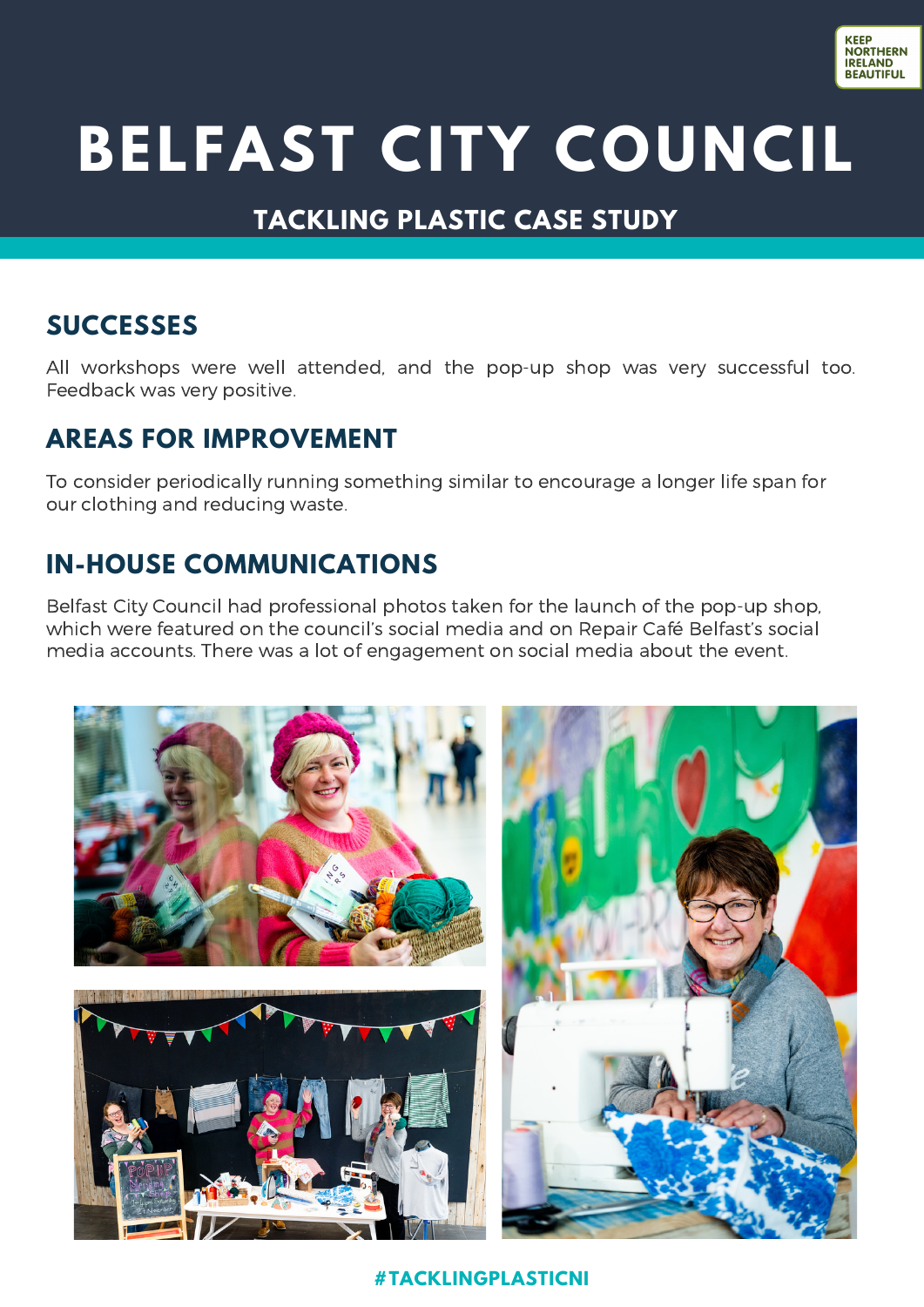# BELFAST CITY COUNCIL

## TACKLING PLASTIC CASE STUDY

## SUCCESSES

All workshops were well attended, and the pop-up shop was very successful too. Feedback was very positive.

## AREAS FOR IMPROVEMENT

To consider periodically running something similar to encourage a longer life span for our clothing and reducing waste.

## IN-HOUSE COMMUNICATIONS

Belfast City Council had professional photos taken for the launch of the pop-up shop, which were featured on the council's social media and on Repair Café Belfast's social media accounts. There was a lot of engagement on social media about the event.

#TACKLINGPLASTICNI